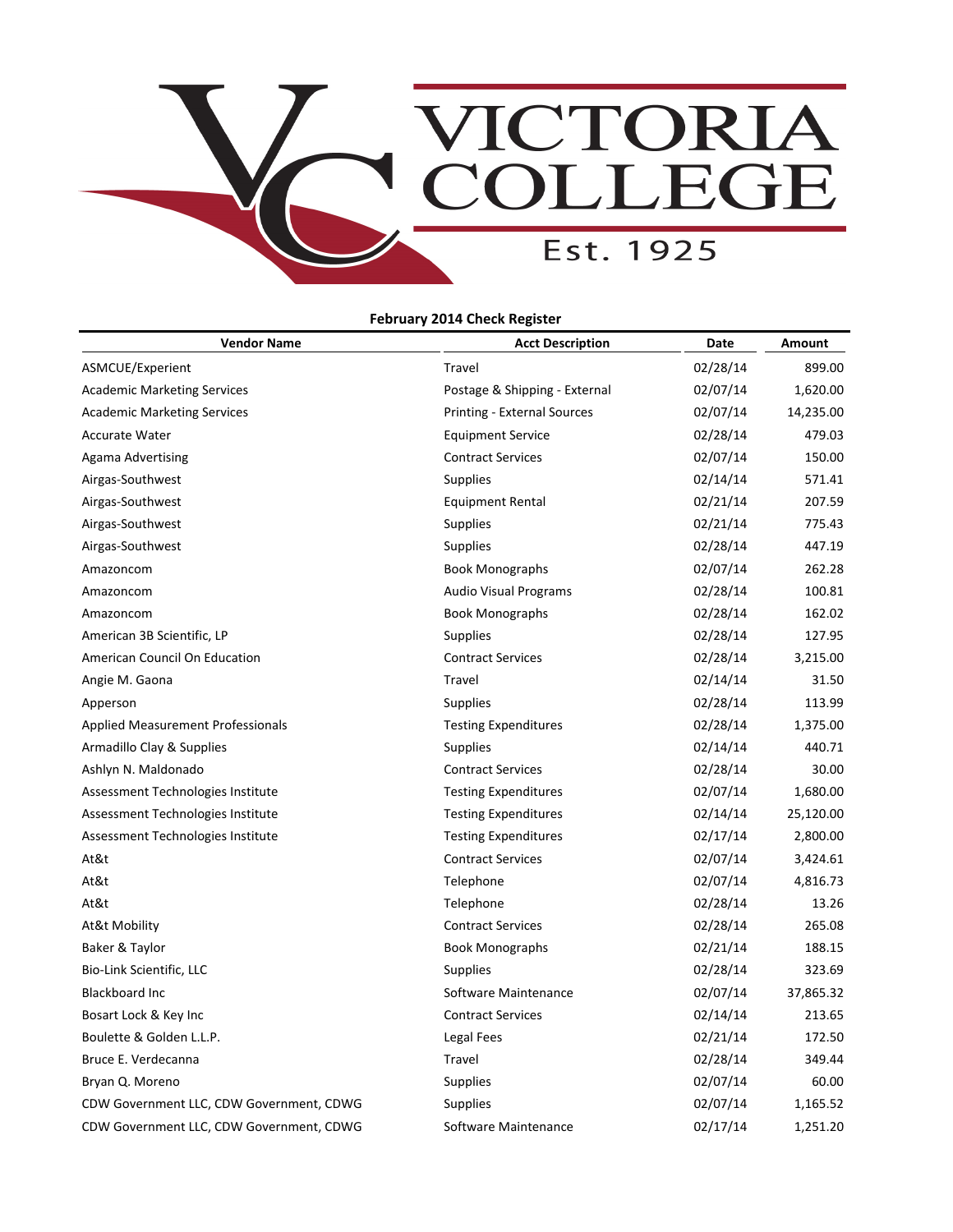# VICTORIA COLLEGE

Est. 1925

## February 2014 Check Register

| Vendor Name | Acct Description | Date | Amount |
|---|---|---|---|
| ASMCUE/Experient | Travel | 02/28/14 | 899.00 |
| Academic Marketing Services | Postage & Shipping - External | 02/07/14 | 1,620.00 |
| Academic Marketing Services | Printing - External Sources | 02/07/14 | 14,235.00 |
| Accurate Water | Equipment Service | 02/28/14 | 479.03 |
| Agama Advertising | Contract Services | 02/07/14 | 150.00 |
| Airgas-Southwest | Supplies | 02/14/14 | 571.41 |
| Airgas-Southwest | Equipment Rental | 02/21/14 | 207.59 |
| Airgas-Southwest | Supplies | 02/21/14 | 775.43 |
| Airgas-Southwest | Supplies | 02/28/14 | 447.19 |
| Amazoncom | Book Monographs | 02/07/14 | 262.28 |
| Amazoncom | Audio Visual Programs | 02/28/14 | 100.81 |
| Amazoncom | Book Monographs | 02/28/14 | 162.02 |
| American 3B Scientific, LP | Supplies | 02/28/14 | 127.95 |
| American Council On Education | Contract Services | 02/28/14 | 3,215.00 |
| Angie M. Gaona | Travel | 02/14/14 | 31.50 |
| Apperson | Supplies | 02/28/14 | 113.99 |
| Applied Measurement Professionals | Testing Expenditures | 02/28/14 | 1,375.00 |
| Armadillo Clay & Supplies | Supplies | 02/14/14 | 440.71 |
| Ashlyn N. Maldonado | Contract Services | 02/28/14 | 30.00 |
| Assessment Technologies Institute | Testing Expenditures | 02/07/14 | 1,680.00 |
| Assessment Technologies Institute | Testing Expenditures | 02/14/14 | 25,120.00 |
| Assessment Technologies Institute | Testing Expenditures | 02/17/14 | 2,800.00 |
| At&t | Contract Services | 02/07/14 | 3,424.61 |
| At&t | Telephone | 02/07/14 | 4,816.73 |
| At&t | Telephone | 02/28/14 | 13.26 |
| At&t Mobility | Contract Services | 02/28/14 | 265.08 |
| Baker & Taylor | Book Monographs | 02/21/14 | 188.15 |
| Bio-Link Scientific, LLC | Supplies | 02/28/14 | 323.69 |
| Blackboard Inc | Software Maintenance | 02/07/14 | 37,865.32 |
| Bosart Lock & Key Inc | Contract Services | 02/14/14 | 213.65 |
| Boulette & Golden L.L.P. | Legal Fees | 02/21/14 | 172.50 |
| Bruce E. Verdecanna | Travel | 02/28/14 | 349.44 |
| Bryan Q. Moreno | Supplies | 02/07/14 | 60.00 |
| CDW Government LLC, CDW Government, CDWG | Supplies | 02/07/14 | 1,165.52 |
| CDW Government LLC, CDW Government, CDWG | Software Maintenance | 02/17/14 | 1,251.20 |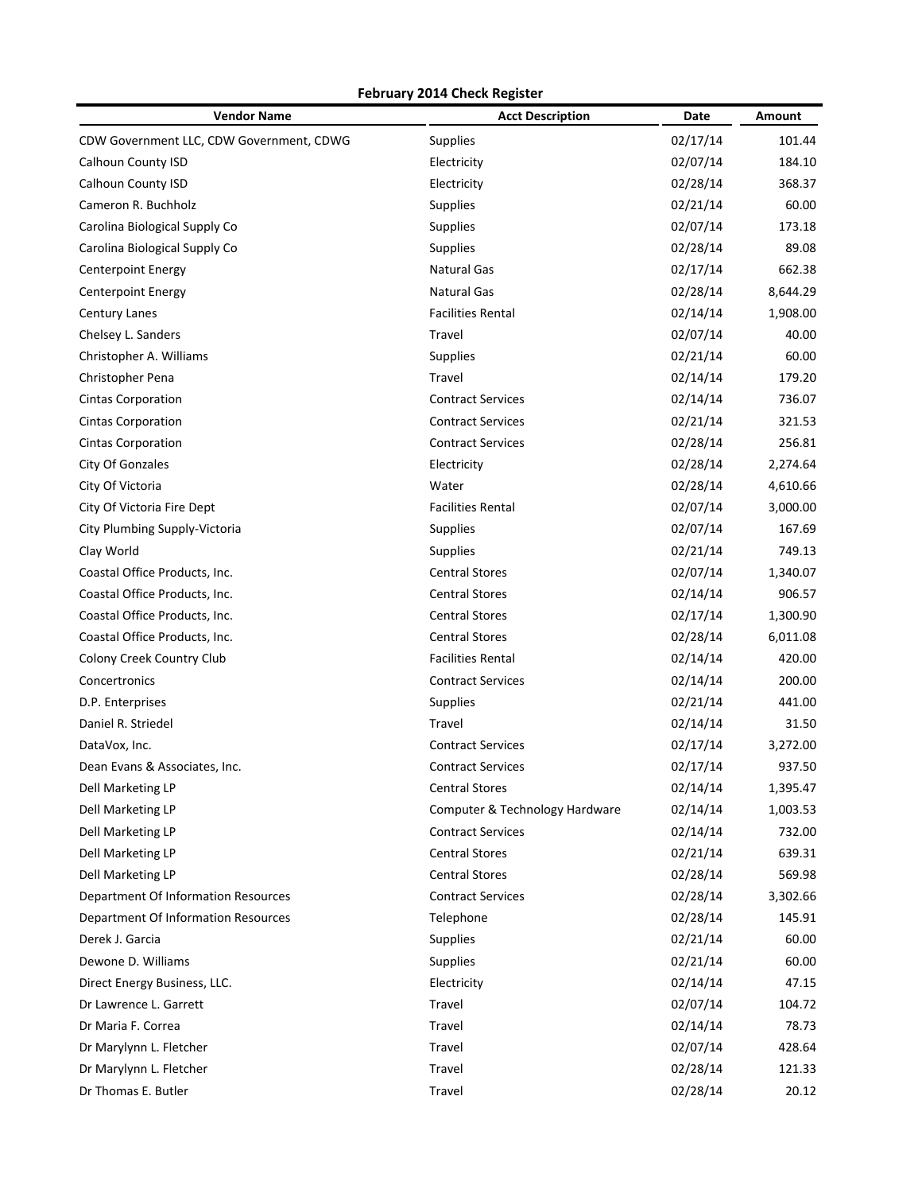**February 2014 Check Register**

| Vendor Name | Acct Description | Date | Amount |
|---|---|---|---|
| CDW Government LLC, CDW Government, CDWG | Supplies | 02/17/14 | 101.44 |
| Calhoun County ISD | Electricity | 02/07/14 | 184.10 |
| Calhoun County ISD | Electricity | 02/28/14 | 368.37 |
| Cameron R. Buchholz | Supplies | 02/21/14 | 60.00 |
| Carolina Biological Supply Co | Supplies | 02/07/14 | 173.18 |
| Carolina Biological Supply Co | Supplies | 02/28/14 | 89.08 |
| Centerpoint Energy | Natural Gas | 02/17/14 | 662.38 |
| Centerpoint Energy | Natural Gas | 02/28/14 | 8,644.29 |
| Century Lanes | Facilities Rental | 02/14/14 | 1,908.00 |
| Chelsey L. Sanders | Travel | 02/07/14 | 40.00 |
| Christopher A. Williams | Supplies | 02/21/14 | 60.00 |
| Christopher Pena | Travel | 02/14/14 | 179.20 |
| Cintas Corporation | Contract Services | 02/14/14 | 736.07 |
| Cintas Corporation | Contract Services | 02/21/14 | 321.53 |
| Cintas Corporation | Contract Services | 02/28/14 | 256.81 |
| City Of Gonzales | Electricity | 02/28/14 | 2,274.64 |
| City Of Victoria | Water | 02/28/14 | 4,610.66 |
| City Of Victoria Fire Dept | Facilities Rental | 02/07/14 | 3,000.00 |
| City Plumbing Supply-Victoria | Supplies | 02/07/14 | 167.69 |
| Clay World | Supplies | 02/21/14 | 749.13 |
| Coastal Office Products, Inc. | Central Stores | 02/07/14 | 1,340.07 |
| Coastal Office Products, Inc. | Central Stores | 02/14/14 | 906.57 |
| Coastal Office Products, Inc. | Central Stores | 02/17/14 | 1,300.90 |
| Coastal Office Products, Inc. | Central Stores | 02/28/14 | 6,011.08 |
| Colony Creek Country Club | Facilities Rental | 02/14/14 | 420.00 |
| Concertronics | Contract Services | 02/14/14 | 200.00 |
| D.P. Enterprises | Supplies | 02/21/14 | 441.00 |
| Daniel R. Striedel | Travel | 02/14/14 | 31.50 |
| DataVox, Inc. | Contract Services | 02/17/14 | 3,272.00 |
| Dean Evans & Associates, Inc. | Contract Services | 02/17/14 | 937.50 |
| Dell Marketing LP | Central Stores | 02/14/14 | 1,395.47 |
| Dell Marketing LP | Computer & Technology Hardware | 02/14/14 | 1,003.53 |
| Dell Marketing LP | Contract Services | 02/14/14 | 732.00 |
| Dell Marketing LP | Central Stores | 02/21/14 | 639.31 |
| Dell Marketing LP | Central Stores | 02/28/14 | 569.98 |
| Department Of Information Resources | Contract Services | 02/28/14 | 3,302.66 |
| Department Of Information Resources | Telephone | 02/28/14 | 145.91 |
| Derek J. Garcia | Supplies | 02/21/14 | 60.00 |
| Dewone D. Williams | Supplies | 02/21/14 | 60.00 |
| Direct Energy Business, LLC. | Electricity | 02/14/14 | 47.15 |
| Dr Lawrence L. Garrett | Travel | 02/07/14 | 104.72 |
| Dr Maria F. Correa | Travel | 02/14/14 | 78.73 |
| Dr Marylynn L. Fletcher | Travel | 02/07/14 | 428.64 |
| Dr Marylynn L. Fletcher | Travel | 02/28/14 | 121.33 |
| Dr Thomas E. Butler | Travel | 02/28/14 | 20.12 |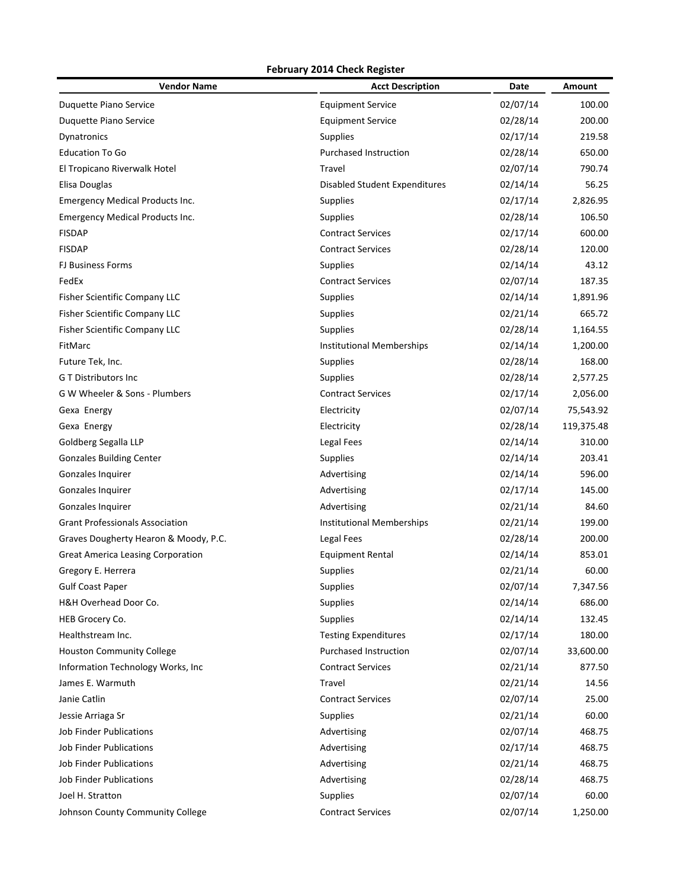**February 2014 Check Register**

| Vendor Name | Acct Description | Date | Amount |
|---|---|---|---|
| Duquette Piano Service | Equipment Service | 02/07/14 | 100.00 |
| Duquette Piano Service | Equipment Service | 02/28/14 | 200.00 |
| Dynatronics | Supplies | 02/17/14 | 219.58 |
| Education To Go | Purchased Instruction | 02/28/14 | 650.00 |
| El Tropicano Riverwalk Hotel | Travel | 02/07/14 | 790.74 |
| Elisa Douglas | Disabled Student Expenditures | 02/14/14 | 56.25 |
| Emergency Medical Products Inc. | Supplies | 02/17/14 | 2,826.95 |
| Emergency Medical Products Inc. | Supplies | 02/28/14 | 106.50 |
| FISDAP | Contract Services | 02/17/14 | 600.00 |
| FISDAP | Contract Services | 02/28/14 | 120.00 |
| FJ Business Forms | Supplies | 02/14/14 | 43.12 |
| FedEx | Contract Services | 02/07/14 | 187.35 |
| Fisher Scientific Company LLC | Supplies | 02/14/14 | 1,891.96 |
| Fisher Scientific Company LLC | Supplies | 02/21/14 | 665.72 |
| Fisher Scientific Company LLC | Supplies | 02/28/14 | 1,164.55 |
| FitMarc | Institutional Memberships | 02/14/14 | 1,200.00 |
| Future Tek, Inc. | Supplies | 02/28/14 | 168.00 |
| G T Distributors Inc | Supplies | 02/28/14 | 2,577.25 |
| G W Wheeler & Sons - Plumbers | Contract Services | 02/17/14 | 2,056.00 |
| Gexa Energy | Electricity | 02/07/14 | 75,543.92 |
| Gexa Energy | Electricity | 02/28/14 | 119,375.48 |
| Goldberg Segalla LLP | Legal Fees | 02/14/14 | 310.00 |
| Gonzales Building Center | Supplies | 02/14/14 | 203.41 |
| Gonzales Inquirer | Advertising | 02/14/14 | 596.00 |
| Gonzales Inquirer | Advertising | 02/17/14 | 145.00 |
| Gonzales Inquirer | Advertising | 02/21/14 | 84.60 |
| Grant Professionals Association | Institutional Memberships | 02/21/14 | 199.00 |
| Graves Dougherty Hearon & Moody, P.C. | Legal Fees | 02/28/14 | 200.00 |
| Great America Leasing Corporation | Equipment Rental | 02/14/14 | 853.01 |
| Gregory E. Herrera | Supplies | 02/21/14 | 60.00 |
| Gulf Coast Paper | Supplies | 02/07/14 | 7,347.56 |
| H&H Overhead Door Co. | Supplies | 02/14/14 | 686.00 |
| HEB Grocery Co. | Supplies | 02/14/14 | 132.45 |
| Healthstream Inc. | Testing Expenditures | 02/17/14 | 180.00 |
| Houston Community College | Purchased Instruction | 02/07/14 | 33,600.00 |
| Information Technology Works, Inc | Contract Services | 02/21/14 | 877.50 |
| James E. Warmuth | Travel | 02/21/14 | 14.56 |
| Janie Catlin | Contract Services | 02/07/14 | 25.00 |
| Jessie Arriaga Sr | Supplies | 02/21/14 | 60.00 |
| Job Finder Publications | Advertising | 02/07/14 | 468.75 |
| Job Finder Publications | Advertising | 02/17/14 | 468.75 |
| Job Finder Publications | Advertising | 02/21/14 | 468.75 |
| Job Finder Publications | Advertising | 02/28/14 | 468.75 |
| Joel H. Stratton | Supplies | 02/07/14 | 60.00 |
| Johnson County Community College | Contract Services | 02/07/14 | 1,250.00 |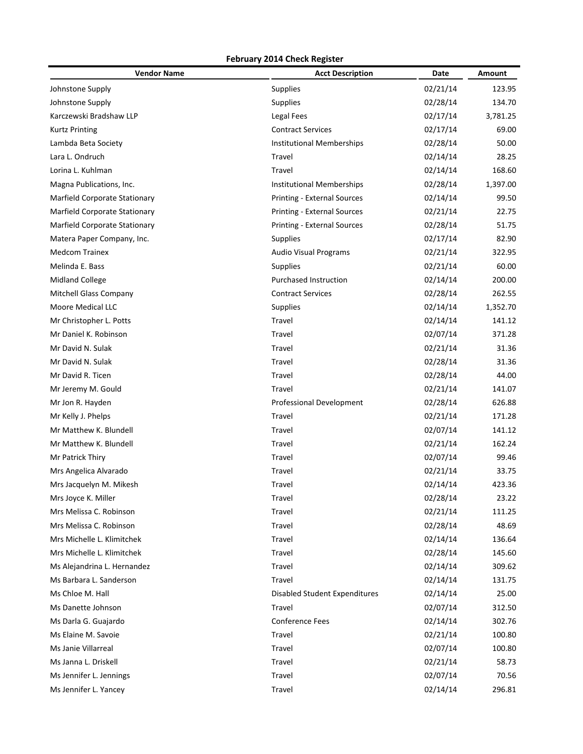**February 2014 Check Register**

| Vendor Name | Acct Description | Date | Amount |
|---|---|---|---|
| Johnstone Supply | Supplies | 02/21/14 | 123.95 |
| Johnstone Supply | Supplies | 02/28/14 | 134.70 |
| Karczewski Bradshaw LLP | Legal Fees | 02/17/14 | 3,781.25 |
| Kurtz Printing | Contract Services | 02/17/14 | 69.00 |
| Lambda Beta Society | Institutional Memberships | 02/28/14 | 50.00 |
| Lara L. Ondruch | Travel | 02/14/14 | 28.25 |
| Lorina L. Kuhlman | Travel | 02/14/14 | 168.60 |
| Magna Publications, Inc. | Institutional Memberships | 02/28/14 | 1,397.00 |
| Marfield Corporate Stationary | Printing - External Sources | 02/14/14 | 99.50 |
| Marfield Corporate Stationary | Printing - External Sources | 02/21/14 | 22.75 |
| Marfield Corporate Stationary | Printing - External Sources | 02/28/14 | 51.75 |
| Matera Paper Company, Inc. | Supplies | 02/17/14 | 82.90 |
| Medcom Trainex | Audio Visual Programs | 02/21/14 | 322.95 |
| Melinda E. Bass | Supplies | 02/21/14 | 60.00 |
| Midland College | Purchased Instruction | 02/14/14 | 200.00 |
| Mitchell Glass Company | Contract Services | 02/28/14 | 262.55 |
| Moore Medical LLC | Supplies | 02/14/14 | 1,352.70 |
| Mr Christopher L. Potts | Travel | 02/14/14 | 141.12 |
| Mr Daniel K. Robinson | Travel | 02/07/14 | 371.28 |
| Mr David N. Sulak | Travel | 02/21/14 | 31.36 |
| Mr David N. Sulak | Travel | 02/28/14 | 31.36 |
| Mr David R. Ticen | Travel | 02/28/14 | 44.00 |
| Mr Jeremy M. Gould | Travel | 02/21/14 | 141.07 |
| Mr Jon R. Hayden | Professional Development | 02/28/14 | 626.88 |
| Mr Kelly J. Phelps | Travel | 02/21/14 | 171.28 |
| Mr Matthew K. Blundell | Travel | 02/07/14 | 141.12 |
| Mr Matthew K. Blundell | Travel | 02/21/14 | 162.24 |
| Mr Patrick Thiry | Travel | 02/07/14 | 99.46 |
| Mrs Angelica Alvarado | Travel | 02/21/14 | 33.75 |
| Mrs Jacquelyn M. Mikesh | Travel | 02/14/14 | 423.36 |
| Mrs Joyce K. Miller | Travel | 02/28/14 | 23.22 |
| Mrs Melissa C. Robinson | Travel | 02/21/14 | 111.25 |
| Mrs Melissa C. Robinson | Travel | 02/28/14 | 48.69 |
| Mrs Michelle L. Klimitchek | Travel | 02/14/14 | 136.64 |
| Mrs Michelle L. Klimitchek | Travel | 02/28/14 | 145.60 |
| Ms Alejandrina L. Hernandez | Travel | 02/14/14 | 309.62 |
| Ms Barbara L. Sanderson | Travel | 02/14/14 | 131.75 |
| Ms Chloe M. Hall | Disabled Student Expenditures | 02/14/14 | 25.00 |
| Ms Danette Johnson | Travel | 02/07/14 | 312.50 |
| Ms Darla G. Guajardo | Conference Fees | 02/14/14 | 302.76 |
| Ms Elaine M. Savoie | Travel | 02/21/14 | 100.80 |
| Ms Janie Villarreal | Travel | 02/07/14 | 100.80 |
| Ms Janna L. Driskell | Travel | 02/21/14 | 58.73 |
| Ms Jennifer L. Jennings | Travel | 02/07/14 | 70.56 |
| Ms Jennifer L. Yancey | Travel | 02/14/14 | 296.81 |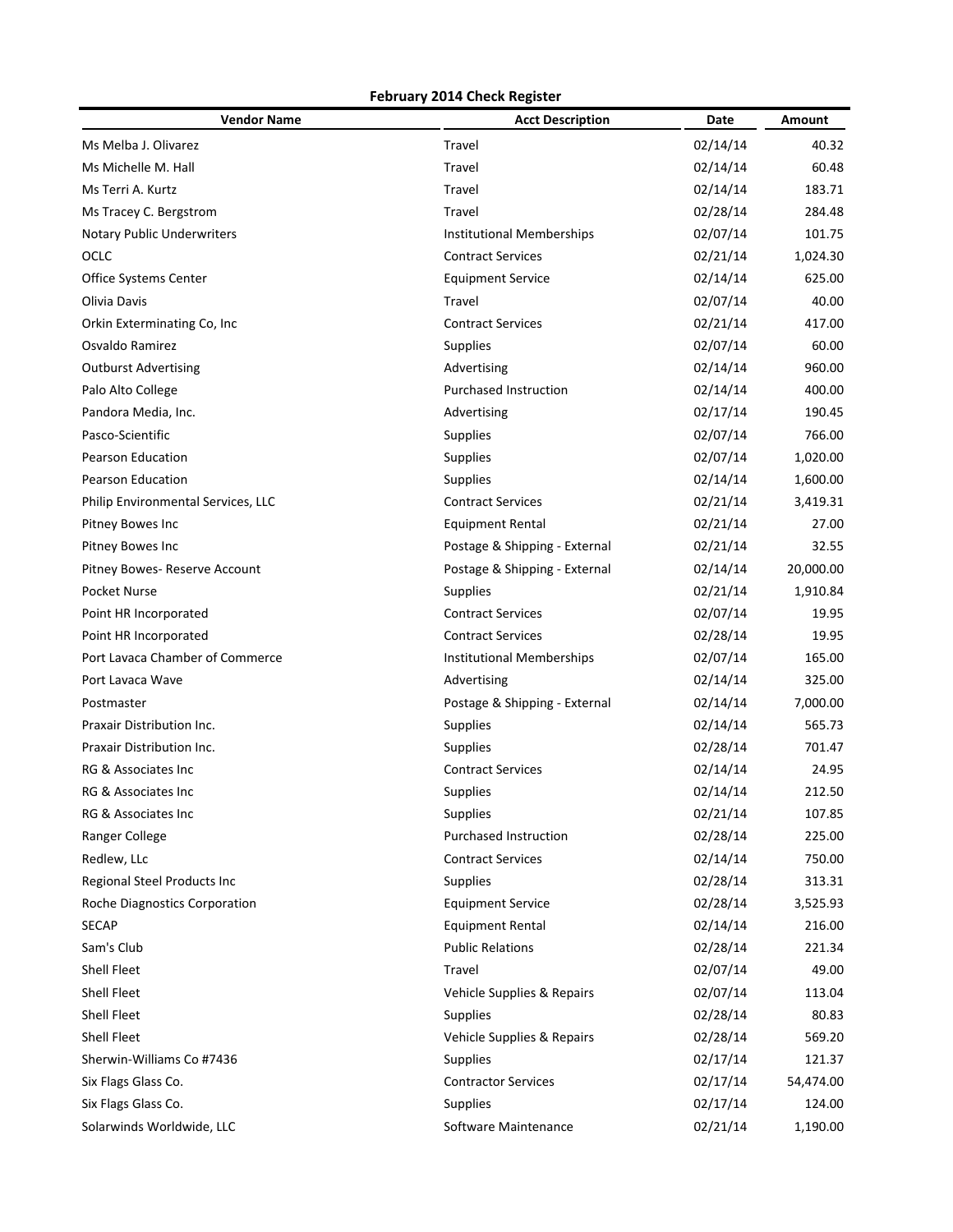**February 2014 Check Register**

| Vendor Name | Acct Description | Date | Amount |
|---|---|---|---|
| Ms Melba J. Olivarez | Travel | 02/14/14 | 40.32 |
| Ms Michelle M. Hall | Travel | 02/14/14 | 60.48 |
| Ms Terri A. Kurtz | Travel | 02/14/14 | 183.71 |
| Ms Tracey C. Bergstrom | Travel | 02/28/14 | 284.48 |
| Notary Public Underwriters | Institutional Memberships | 02/07/14 | 101.75 |
| OCLC | Contract Services | 02/21/14 | 1,024.30 |
| Office Systems Center | Equipment Service | 02/14/14 | 625.00 |
| Olivia Davis | Travel | 02/07/14 | 40.00 |
| Orkin Exterminating Co, Inc | Contract Services | 02/21/14 | 417.00 |
| Osvaldo Ramirez | Supplies | 02/07/14 | 60.00 |
| Outburst Advertising | Advertising | 02/14/14 | 960.00 |
| Palo Alto College | Purchased Instruction | 02/14/14 | 400.00 |
| Pandora Media, Inc. | Advertising | 02/17/14 | 190.45 |
| Pasco-Scientific | Supplies | 02/07/14 | 766.00 |
| Pearson Education | Supplies | 02/07/14 | 1,020.00 |
| Pearson Education | Supplies | 02/14/14 | 1,600.00 |
| Philip Environmental Services, LLC | Contract Services | 02/21/14 | 3,419.31 |
| Pitney Bowes Inc | Equipment Rental | 02/21/14 | 27.00 |
| Pitney Bowes Inc | Postage & Shipping - External | 02/21/14 | 32.55 |
| Pitney Bowes- Reserve Account | Postage & Shipping - External | 02/14/14 | 20,000.00 |
| Pocket Nurse | Supplies | 02/21/14 | 1,910.84 |
| Point HR Incorporated | Contract Services | 02/07/14 | 19.95 |
| Point HR Incorporated | Contract Services | 02/28/14 | 19.95 |
| Port Lavaca Chamber of Commerce | Institutional Memberships | 02/07/14 | 165.00 |
| Port Lavaca Wave | Advertising | 02/14/14 | 325.00 |
| Postmaster | Postage & Shipping - External | 02/14/14 | 7,000.00 |
| Praxair Distribution Inc. | Supplies | 02/14/14 | 565.73 |
| Praxair Distribution Inc. | Supplies | 02/28/14 | 701.47 |
| RG & Associates Inc | Contract Services | 02/14/14 | 24.95 |
| RG & Associates Inc | Supplies | 02/14/14 | 212.50 |
| RG & Associates Inc | Supplies | 02/21/14 | 107.85 |
| Ranger College | Purchased Instruction | 02/28/14 | 225.00 |
| Redlew, LLc | Contract Services | 02/14/14 | 750.00 |
| Regional Steel Products Inc | Supplies | 02/28/14 | 313.31 |
| Roche Diagnostics Corporation | Equipment Service | 02/28/14 | 3,525.93 |
| SECAP | Equipment Rental | 02/14/14 | 216.00 |
| Sam's Club | Public Relations | 02/28/14 | 221.34 |
| Shell Fleet | Travel | 02/07/14 | 49.00 |
| Shell Fleet | Vehicle Supplies & Repairs | 02/07/14 | 113.04 |
| Shell Fleet | Supplies | 02/28/14 | 80.83 |
| Shell Fleet | Vehicle Supplies & Repairs | 02/28/14 | 569.20 |
| Sherwin-Williams Co #7436 | Supplies | 02/17/14 | 121.37 |
| Six Flags Glass Co. | Contractor Services | 02/17/14 | 54,474.00 |
| Six Flags Glass Co. | Supplies | 02/17/14 | 124.00 |
| Solarwinds Worldwide, LLC | Software Maintenance | 02/21/14 | 1,190.00 |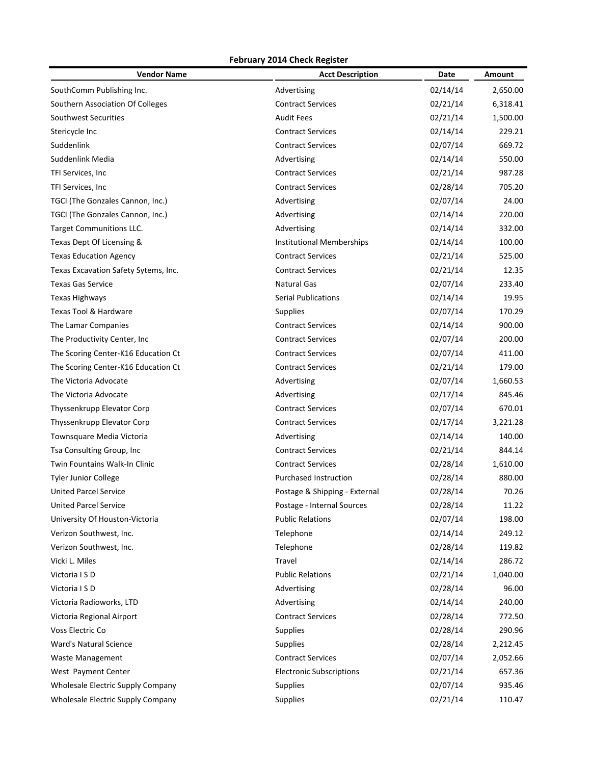**February 2014 Check Register**

| Vendor Name | Acct Description | Date | Amount |
|---|---|---|---|
| SouthComm Publishing Inc. | Advertising | 02/14/14 | 2,650.00 |
| Southern Association Of Colleges | Contract Services | 02/21/14 | 6,318.41 |
| Southwest Securities | Audit Fees | 02/21/14 | 1,500.00 |
| Stericycle Inc | Contract Services | 02/14/14 | 229.21 |
| Suddenlink | Contract Services | 02/07/14 | 669.72 |
| Suddenlink Media | Advertising | 02/14/14 | 550.00 |
| TFI Services, Inc | Contract Services | 02/21/14 | 987.28 |
| TFI Services, Inc | Contract Services | 02/28/14 | 705.20 |
| TGCI (The Gonzales Cannon, Inc.) | Advertising | 02/07/14 | 24.00 |
| TGCI (The Gonzales Cannon, Inc.) | Advertising | 02/14/14 | 220.00 |
| Target Communitions LLC. | Advertising | 02/14/14 | 332.00 |
| Texas Dept Of Licensing & | Institutional Memberships | 02/14/14 | 100.00 |
| Texas Education Agency | Contract Services | 02/21/14 | 525.00 |
| Texas Excavation Safety Sytems, Inc. | Contract Services | 02/21/14 | 12.35 |
| Texas Gas Service | Natural Gas | 02/07/14 | 233.40 |
| Texas Highways | Serial Publications | 02/14/14 | 19.95 |
| Texas Tool & Hardware | Supplies | 02/07/14 | 170.29 |
| The Lamar Companies | Contract Services | 02/14/14 | 900.00 |
| The Productivity Center, Inc | Contract Services | 02/07/14 | 200.00 |
| The Scoring Center-K16 Education Ct | Contract Services | 02/07/14 | 411.00 |
| The Scoring Center-K16 Education Ct | Contract Services | 02/21/14 | 179.00 |
| The Victoria Advocate | Advertising | 02/07/14 | 1,660.53 |
| The Victoria Advocate | Advertising | 02/17/14 | 845.46 |
| Thyssenkrupp Elevator Corp | Contract Services | 02/07/14 | 670.01 |
| Thyssenkrupp Elevator Corp | Contract Services | 02/17/14 | 3,221.28 |
| Townsquare Media Victoria | Advertising | 02/14/14 | 140.00 |
| Tsa Consulting Group, Inc | Contract Services | 02/21/14 | 844.14 |
| Twin Fountains Walk-In Clinic | Contract Services | 02/28/14 | 1,610.00 |
| Tyler Junior College | Purchased Instruction | 02/28/14 | 880.00 |
| United Parcel Service | Postage & Shipping - External | 02/28/14 | 70.26 |
| United Parcel Service | Postage - Internal Sources | 02/28/14 | 11.22 |
| University Of Houston-Victoria | Public Relations | 02/07/14 | 198.00 |
| Verizon Southwest, Inc. | Telephone | 02/14/14 | 249.12 |
| Verizon Southwest, Inc. | Telephone | 02/28/14 | 119.82 |
| Vicki L. Miles | Travel | 02/14/14 | 286.72 |
| Victoria I S D | Public Relations | 02/21/14 | 1,040.00 |
| Victoria I S D | Advertising | 02/28/14 | 96.00 |
| Victoria Radioworks, LTD | Advertising | 02/14/14 | 240.00 |
| Victoria Regional Airport | Contract Services | 02/28/14 | 772.50 |
| Voss Electric Co | Supplies | 02/28/14 | 290.96 |
| Ward's Natural Science | Supplies | 02/28/14 | 2,212.45 |
| Waste Management | Contract Services | 02/07/14 | 2,052.66 |
| West Payment Center | Electronic Subscriptions | 02/21/14 | 657.36 |
| Wholesale Electric Supply Company | Supplies | 02/07/14 | 935.46 |
| Wholesale Electric Supply Company | Supplies | 02/21/14 | 110.47 |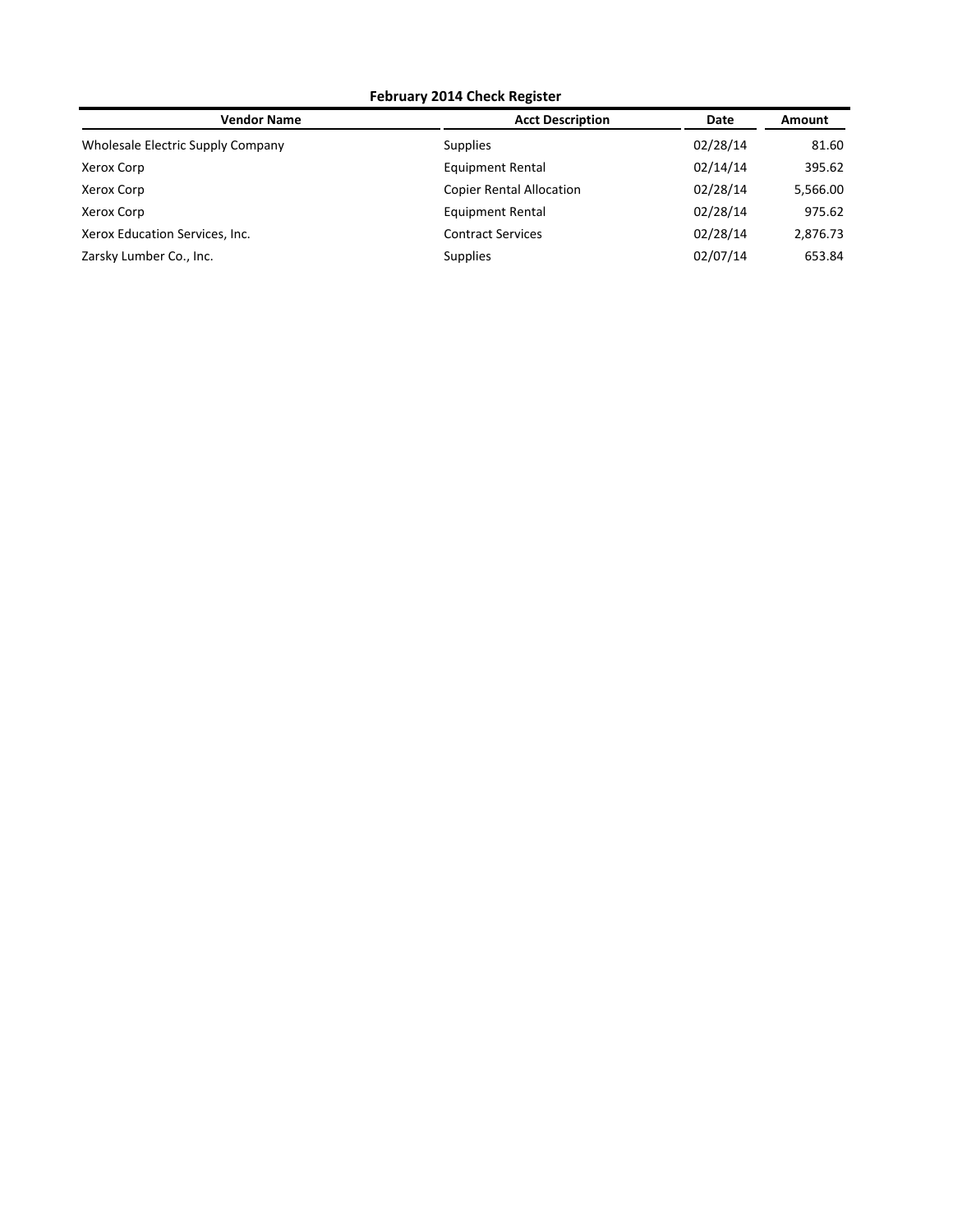**February 2014 Check Register**

| Vendor Name | Acct Description | Date | Amount |
|---|---|---|---|
| Wholesale Electric Supply Company | Supplies | 02/28/14 | 81.60 |
| Xerox Corp | Equipment Rental | 02/14/14 | 395.62 |
| Xerox Corp | Copier Rental Allocation | 02/28/14 | 5,566.00 |
| Xerox Corp | Equipment Rental | 02/28/14 | 975.62 |
| Xerox Education Services, Inc. | Contract Services | 02/28/14 | 2,876.73 |
| Zarsky Lumber Co., Inc. | Supplies | 02/07/14 | 653.84 |